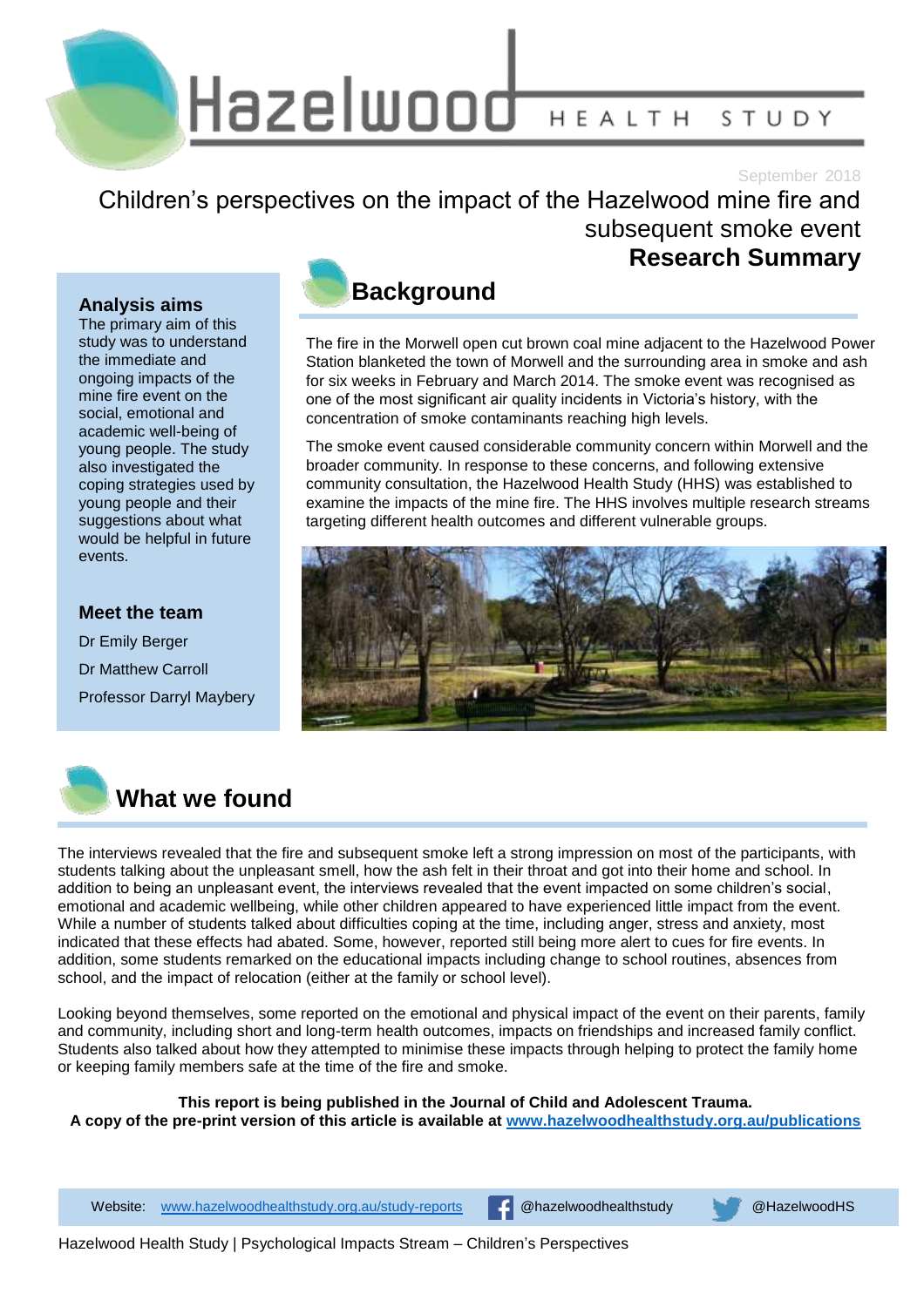# Hazelwood HEALTH STUDY

September 2018

## Children's perspectives on the impact of the Hazelwood mine fire and subsequent smoke event

**Research Summary**

### Analysis aims

The primary aim of this study was to understand the immediate and ongoing impacts of the mine fire event on the social, emotional and academic well-being of young people. The study also investigated the coping strategies used by young people and their suggestions about what would be helpful in future events.

### Meet the team

Dr Emily Berger

Dr Matthew Carroll

Professor Darryl Maybery

## Background

The fire in the Morwell open cut brown coal mine adjacent to the Hazelwood Power Station blanketed the town of Morwell and the surrounding area in smoke and ash for six weeks in February and March 2014. The smoke event was recognised as one of the most significant air quality incidents in Victoria's history, with the concentration of smoke contaminants reaching high levels.

The smoke event caused considerable community concern within Morwell and the broader community. In response to these concerns, and following extensive community consultation, the Hazelwood Health Study (HHS) was established to examine the impacts of the mine fire. The HHS involves multiple research streams targeting different health outcomes and different vulnerable groups.

## What we found

The interviews revealed that the fire and subsequent smoke left a strong impression on most of the participants, with students talking about the unpleasant smell, how the ash felt in their throat and got into their home and school. In addition to being an unpleasant event, the interviews revealed that the event impacted on some children's social, emotional and academic wellbeing, while other children appeared to have experienced little impact from the event. While a number of students talked about difficulties coping at the time, including anger, stress and anxiety, most indicated that these effects had abated. Some, however, reported still being more alert to cues for fire events. In addition, some students remarked on the educational impacts including change to school routines, absences from school, and the impact of relocation (either at the family or school level).

Looking beyond themselves, some reported on the emotional and physical impact of the event on their parents, family and community, including short and long-term health outcomes, impacts on friendships and increased family conflict. Students also talked about how they attempted to minimise these impacts through helping to protect the family home or keeping family members safe at the time of the fire and smoke.

**This report is being published in the Journal of Child and Adolescent Trauma.**
**A copy of the pre-print version of this article is available at [www.hazelwoodhealthstudy.org.au/publications](www.hazelwoodhealthstudy.org.au/publications)**

Website: [www.hazelwoodhealthstudy.org.au/study-reports](www.hazelwoodhealthstudy.org.au/study-reports) | @hazelwoodhealthstudy | @HazelwoodHS

Hazelwood Health Study | Psychological Impacts Stream – Children's Perspectives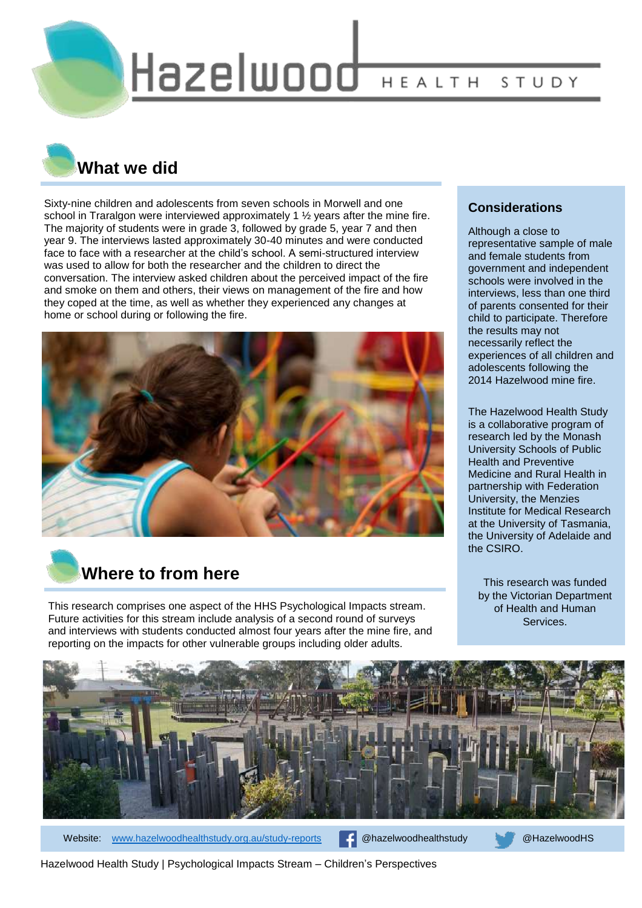# Hazelwood HEALTH STUDY

## What we did

Sixty-nine children and adolescents from seven schools in Morwell and one school in Traralgon were interviewed approximately 1 ½ years after the mine fire. The majority of students were in grade 3, followed by grade 5, year 7 and then year 9. The interviews lasted approximately 30-40 minutes and were conducted face to face with a researcher at the child's school. A semi-structured interview was used to allow for both the researcher and the children to direct the conversation. The interview asked children about the perceived impact of the fire and smoke on them and others, their views on management of the fire and how they coped at the time, as well as whether they experienced any changes at home or school during or following the fire.

## Where to from here

This research comprises one aspect of the HHS Psychological Impacts stream. Future activities for this stream include analysis of a second round of surveys and interviews with students conducted almost four years after the mine fire, and reporting on the impacts for other vulnerable groups including older adults.

### Considerations

Although a close to representative sample of male and female students from government and independent schools were involved in the interviews, less than one third of parents consented for their child to participate. Therefore the results may not necessarily reflect the experiences of all children and adolescents following the 2014 Hazelwood mine fire.

The Hazelwood Health Study is a collaborative program of research led by the Monash University Schools of Public Health and Preventive Medicine and Rural Health in partnership with Federation University, the Menzies Institute for Medical Research at the University of Tasmania, the University of Adelaide and the CSIRO.

This research was funded by the Victorian Department of Health and Human Services.

Website: [www.hazelwoodhealthstudy.org.au/study-reports](http://www.hazelwoodhealthstudy.org.au/study-reports) @hazelwoodhealthstudy @HazelwoodHS

Hazelwood Health Study | Psychological Impacts Stream – Children's Perspectives